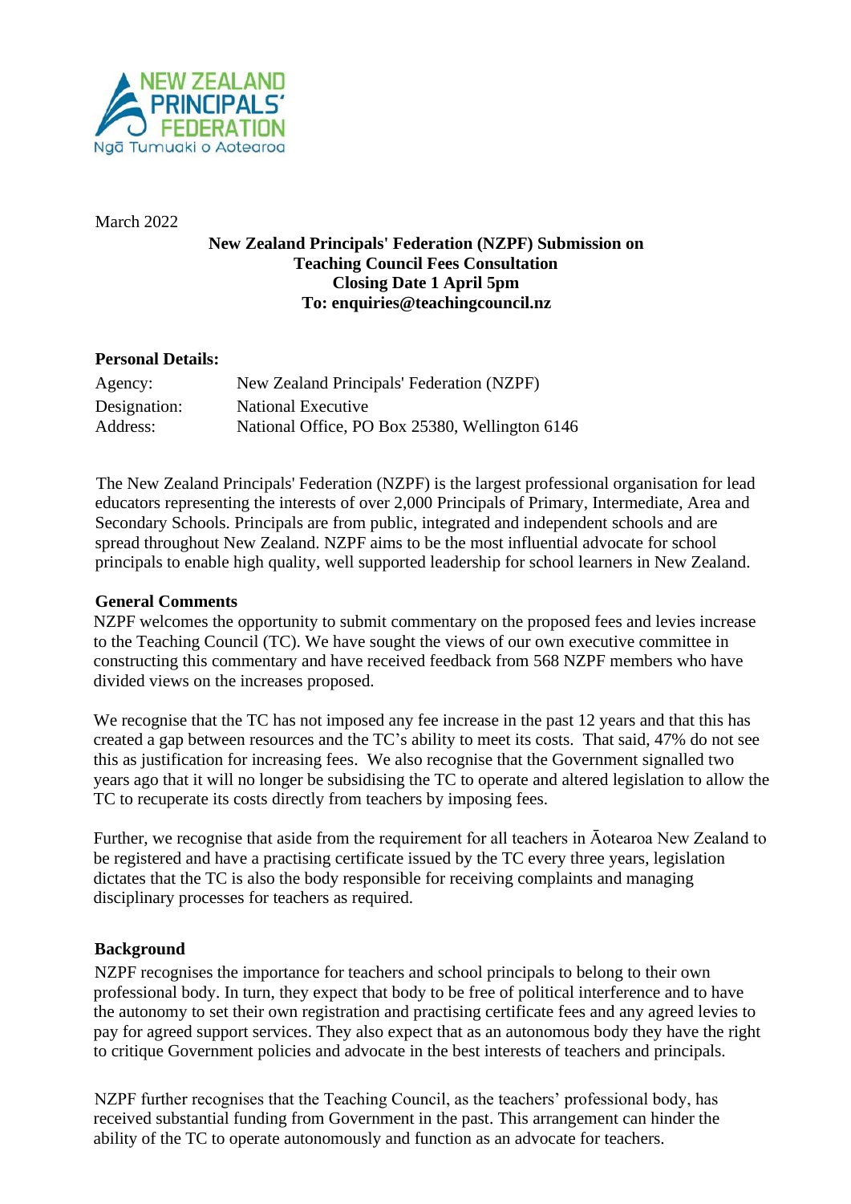March 2022

**New Zealand Principals' Federation (NZPF) Submission on Teaching Council Fees Consultation**
**Closing Date 1 April 5pm**
**To: enquiries@teachingcouncil.nz**

**Personal Details:**

| | |
|---|---|
| Agency: | New Zealand Principals' Federation (NZPF) |
| Designation: | National Executive |
| Address: | National Office, PO Box 25380, Wellington 6146 |

The New Zealand Principals' Federation (NZPF) is the largest professional organisation for lead educators representing the interests of over 2,000 Principals of Primary, Intermediate, Area and Secondary Schools. Principals are from public, integrated and independent schools and are spread throughout New Zealand. NZPF aims to be the most influential advocate for school principals to enable high quality, well supported leadership for school learners in New Zealand.

**General Comments**

NZPF welcomes the opportunity to submit commentary on the proposed fees and levies increase to the Teaching Council (TC). We have sought the views of our own executive committee in constructing this commentary and have received feedback from 568 NZPF members who have divided views on the increases proposed.

We recognise that the TC has not imposed any fee increase in the past 12 years and that this has created a gap between resources and the TC's ability to meet its costs. That said, 47% do not see this as justification for increasing fees. We also recognise that the Government signalled two years ago that it will no longer be subsidising the TC to operate and altered legislation to allow the TC to recuperate its costs directly from teachers by imposing fees.

Further, we recognise that aside from the requirement for all teachers in Āotearoa New Zealand to be registered and have a practising certificate issued by the TC every three years, legislation dictates that the TC is also the body responsible for receiving complaints and managing disciplinary processes for teachers as required.

**Background**

NZPF recognises the importance for teachers and school principals to belong to their own professional body. In turn, they expect that body to be free of political interference and to have the autonomy to set their own registration and practising certificate fees and any agreed levies to pay for agreed support services. They also expect that as an autonomous body they have the right to critique Government policies and advocate in the best interests of teachers and principals.

NZPF further recognises that the Teaching Council, as the teachers' professional body, has received substantial funding from Government in the past. This arrangement can hinder the ability of the TC to operate autonomously and function as an advocate for teachers.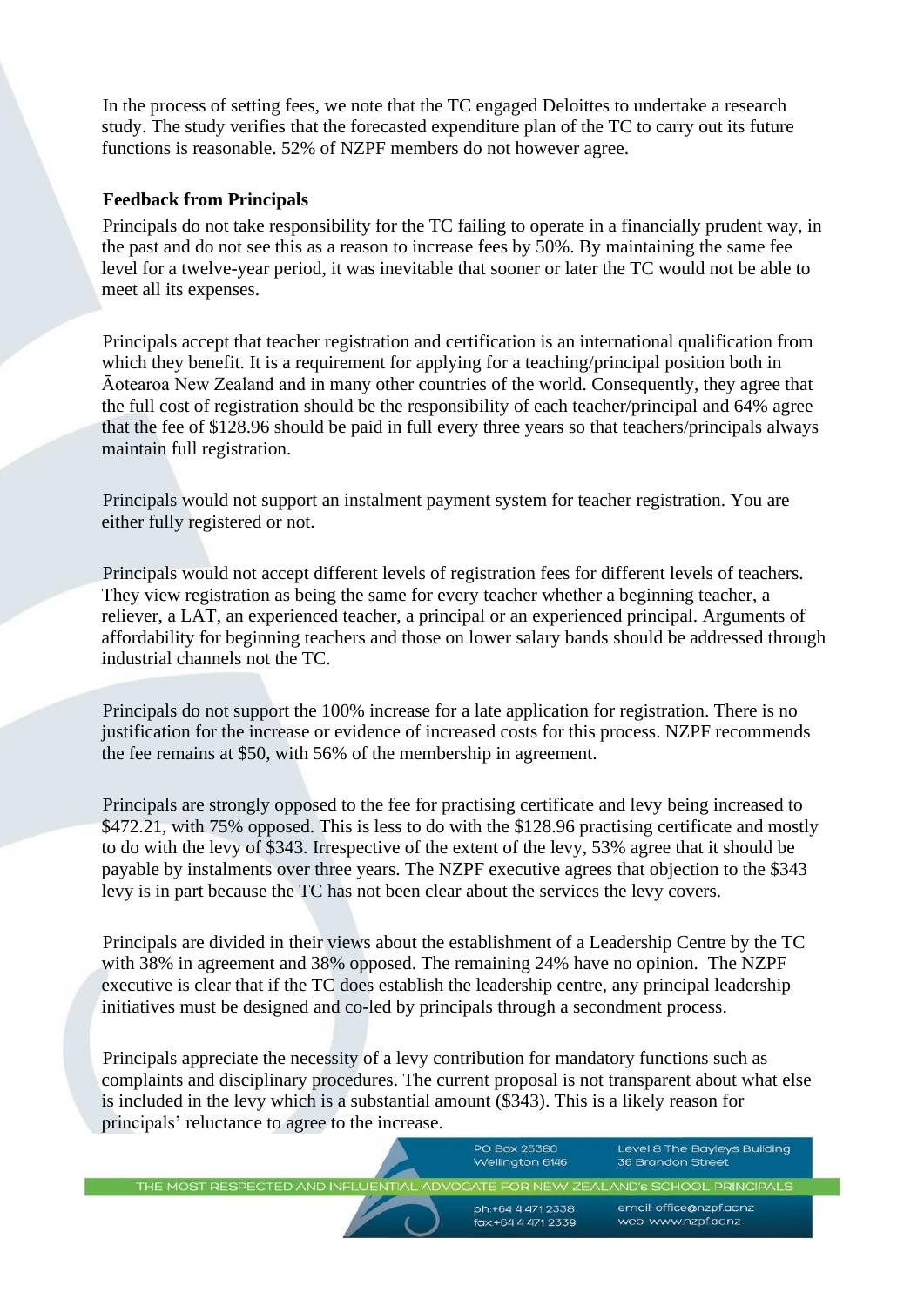In the process of setting fees, we note that the TC engaged Deloittes to undertake a research study. The study verifies that the forecasted expenditure plan of the TC to carry out its future functions is reasonable. 52% of NZPF members do not however agree.

**Feedback from Principals**

Principals do not take responsibility for the TC failing to operate in a financially prudent way, in the past and do not see this as a reason to increase fees by 50%. By maintaining the same fee level for a twelve-year period, it was inevitable that sooner or later the TC would not be able to meet all its expenses.

Principals accept that teacher registration and certification is an international qualification from which they benefit. It is a requirement for applying for a teaching/principal position both in Āotearoa New Zealand and in many other countries of the world. Consequently, they agree that the full cost of registration should be the responsibility of each teacher/principal and 64% agree that the fee of $128.96 should be paid in full every three years so that teachers/principals always maintain full registration.

Principals would not support an instalment payment system for teacher registration. You are either fully registered or not.

Principals would not accept different levels of registration fees for different levels of teachers. They view registration as being the same for every teacher whether a beginning teacher, a reliever, a LAT, an experienced teacher, a principal or an experienced principal. Arguments of affordability for beginning teachers and those on lower salary bands should be addressed through industrial channels not the TC.

Principals do not support the 100% increase for a late application for registration. There is no justification for the increase or evidence of increased costs for this process. NZPF recommends the fee remains at $50, with 56% of the membership in agreement.

Principals are strongly opposed to the fee for practising certificate and levy being increased to $472.21, with 75% opposed. This is less to do with the $128.96 practising certificate and mostly to do with the levy of $343. Irrespective of the extent of the levy, 53% agree that it should be payable by instalments over three years. The NZPF executive agrees that objection to the $343 levy is in part because the TC has not been clear about the services the levy covers.

Principals are divided in their views about the establishment of a Leadership Centre by the TC with 38% in agreement and 38% opposed. The remaining 24% have no opinion. The NZPF executive is clear that if the TC does establish the leadership centre, any principal leadership initiatives must be designed and co-led by principals through a secondment process.

Principals appreciate the necessity of a levy contribution for mandatory functions such as complaints and disciplinary procedures. The current proposal is not transparent about what else is included in the levy which is a substantial amount ($343). This is a likely reason for principals' reluctance to agree to the increase.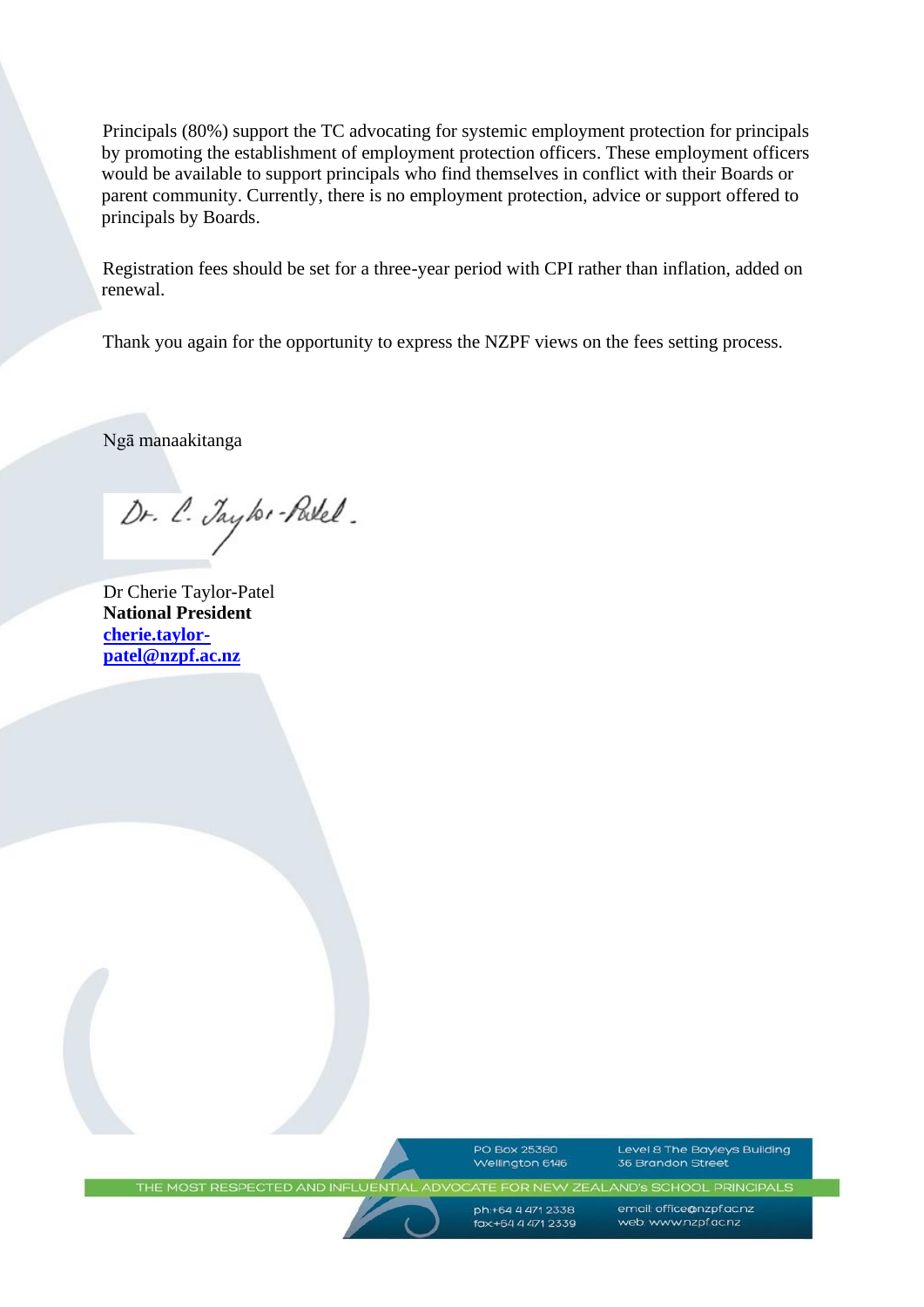Principals (80%) support the TC advocating for systemic employment protection for principals by promoting the establishment of employment protection officers. These employment officers would be available to support principals who find themselves in conflict with their Boards or parent community. Currently, there is no employment protection, advice or support offered to principals by Boards.

Registration fees should be set for a three-year period with CPI rather than inflation, added on renewal.

Thank you again for the opportunity to express the NZPF views on the fees setting process.

Ngā manaakitanga

Dr. C. Taylor-Patel.

Dr Cherie Taylor-Patel
**National President**
**cherie.taylor-patel@nzpf.ac.nz**